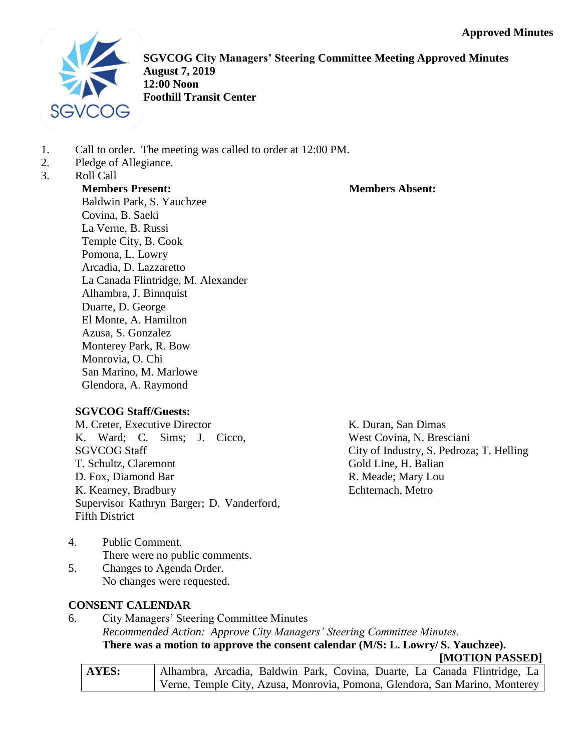**Approved Minutes**

**SGVCOG City Managers' Steering Committee Meeting Approved Minutes**
**August 7, 2019**
**12:00 Noon**
**Foothill Transit Center**

1. Call to order. The meeting was called to order at 12:00 PM.
2. Pledge of Allegiance.
3. Roll Call

**Members Present:**
Baldwin Park, S. Yauchzee
Covina, B. Saeki
La Verne, B. Russi
Temple City, B. Cook
Pomona, L. Lowry
Arcadia, D. Lazzaretto
La Canada Flintridge, M. Alexander
Alhambra, J. Binnquist
Duarte, D. George
El Monte, A. Hamilton
Azusa, S. Gonzalez
Monterey Park, R. Bow
Monrovia, O. Chi
San Marino, M. Marlowe
Glendora, A. Raymond

**Members Absent:**

**SGVCOG Staff/Guests:**
M. Creter, Executive Director
K. Ward; C. Sims; J. Cicco, SGVCOG Staff
T. Schultz, Claremont
D. Fox, Diamond Bar
K. Kearney, Bradbury
Supervisor Kathryn Barger; D. Vanderford, Fifth District
K. Duran, San Dimas
West Covina, N. Bresciani
City of Industry, S. Pedroza; T. Helling
Gold Line, H. Balian
R. Meade; Mary Lou Echternach, Metro

4. Public Comment.
   There were no public comments.
5. Changes to Agenda Order.
   No changes were requested.

**CONSENT CALENDAR**

6. City Managers' Steering Committee Minutes
   *Recommended Action: Approve City Managers' Steering Committee Minutes.*
   **There was a motion to approve the consent calendar (M/S: L. Lowry/ S. Yauchzee).**

**[MOTION PASSED]**

| **AYES:** | Alhambra, Arcadia, Baldwin Park, Covina, Duarte, La Canada Flintridge, La Verne, Temple City, Azusa, Monrovia, Pomona, Glendora, San Marino, Monterey |
|---|---|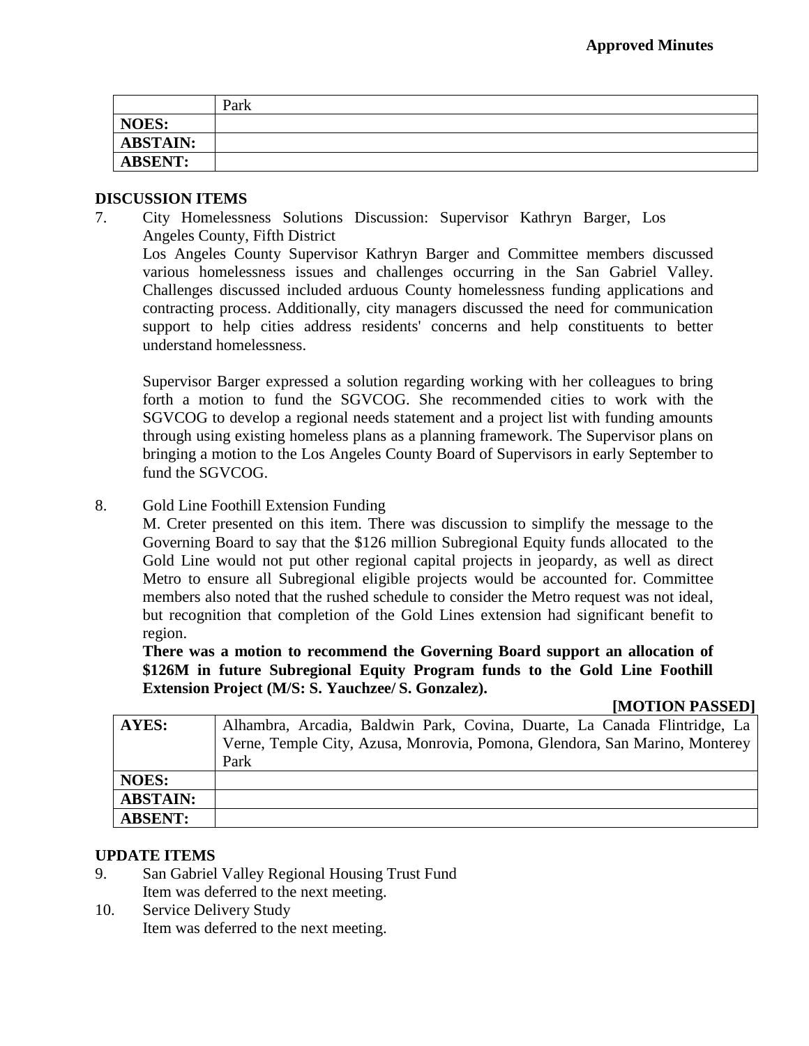| | Park |
|---|---|
| **NOES:** | |
| **ABSTAIN:** | |
| **ABSENT:** | |

## DISCUSSION ITEMS

7. City Homelessness Solutions Discussion: Supervisor Kathryn Barger, Los Angeles County, Fifth District

   Los Angeles County Supervisor Kathryn Barger and Committee members discussed various homelessness issues and challenges occurring in the San Gabriel Valley. Challenges discussed included arduous County homelessness funding applications and contracting process. Additionally, city managers discussed the need for communication support to help cities address residents' concerns and help constituents to better understand homelessness.

   Supervisor Barger expressed a solution regarding working with her colleagues to bring forth a motion to fund the SGVCOG. She recommended cities to work with the SGVCOG to develop a regional needs statement and a project list with funding amounts through using existing homeless plans as a planning framework. The Supervisor plans on bringing a motion to the Los Angeles County Board of Supervisors in early September to fund the SGVCOG.

8. Gold Line Foothill Extension Funding

   M. Creter presented on this item. There was discussion to simplify the message to the Governing Board to say that the $126 million Subregional Equity funds allocated to the Gold Line would not put other regional capital projects in jeopardy, as well as direct Metro to ensure all Subregional eligible projects would be accounted for. Committee members also noted that the rushed schedule to consider the Metro request was not ideal, but recognition that completion of the Gold Lines extension had significant benefit to region.

   **There was a motion to recommend the Governing Board support an allocation of $126M in future Subregional Equity Program funds to the Gold Line Foothill Extension Project (M/S: S. Yauchzee/ S. Gonzalez).**

   **[MOTION PASSED]**

| **AYES:** | Alhambra, Arcadia, Baldwin Park, Covina, Duarte, La Canada Flintridge, La Verne, Temple City, Azusa, Monrovia, Pomona, Glendora, San Marino, Monterey Park |
|---|---|
| **NOES:** | |
| **ABSTAIN:** | |
| **ABSENT:** | |

## UPDATE ITEMS

9. San Gabriel Valley Regional Housing Trust Fund

   Item was deferred to the next meeting.

10. Service Delivery Study

    Item was deferred to the next meeting.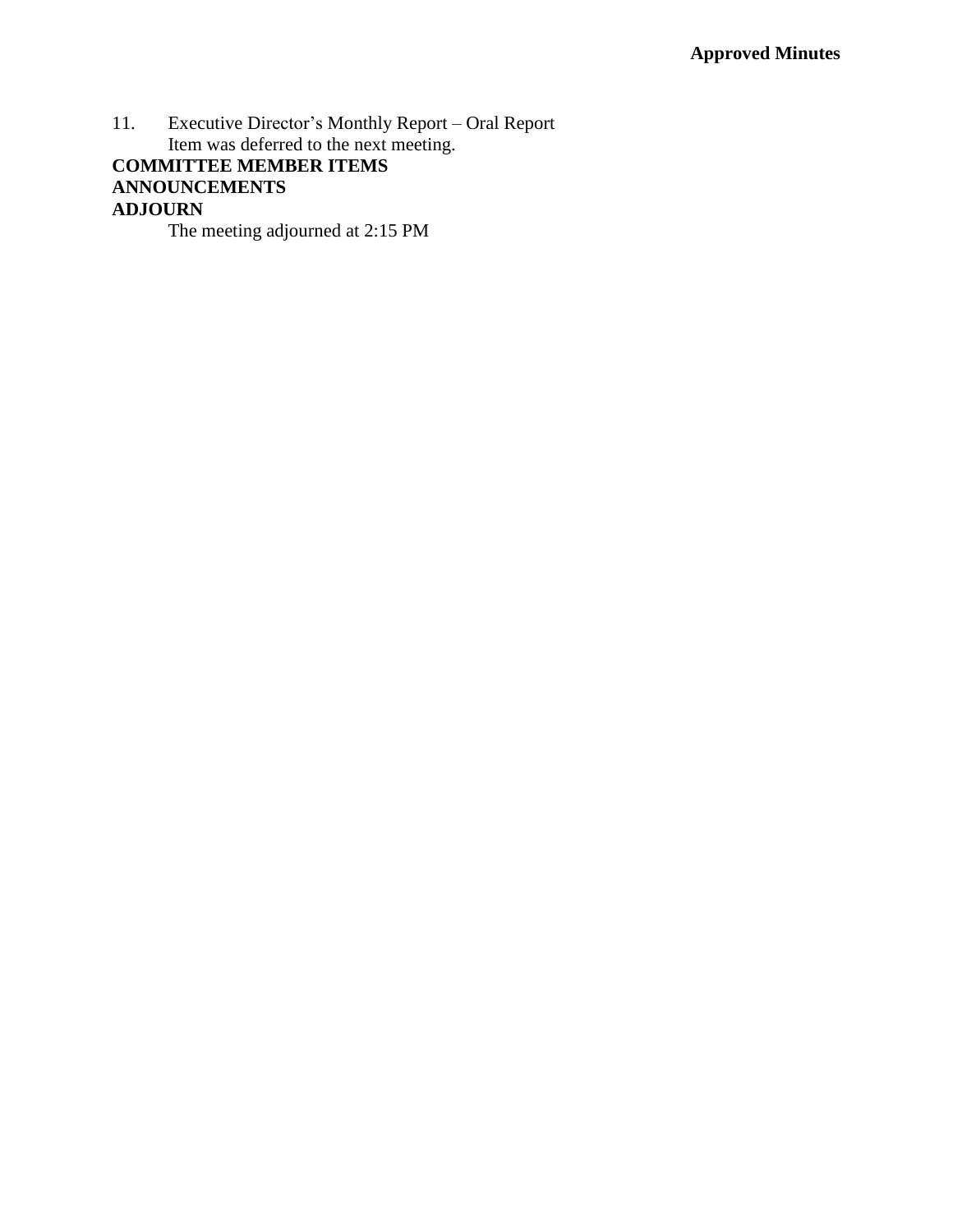11. Executive Director’s Monthly Report – Oral Report
    Item was deferred to the next meeting.

**COMMITTEE MEMBER ITEMS**

**ANNOUNCEMENTS**

**ADJOURN**

The meeting adjourned at 2:15 PM